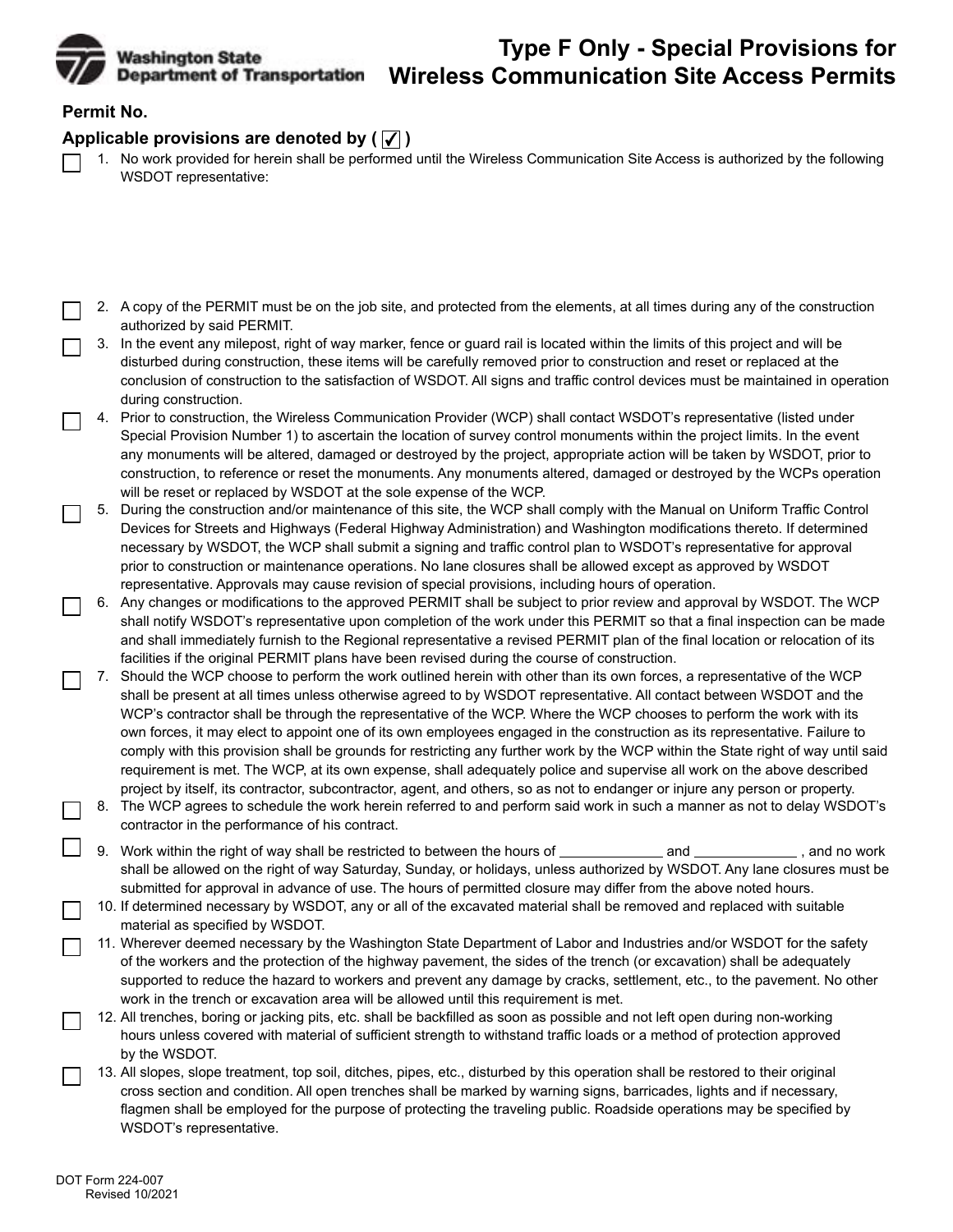Washington State Department of Transportation

# Type F Only - Special Provisions for Wireless Communication Site Access Permits

**Permit No.**

**Applicable provisions are denoted by ( ✓ )**

☐ 1. No work provided for herein shall be performed until the Wireless Communication Site Access is authorized by the following WSDOT representative:

☐ 2. A copy of the PERMIT must be on the job site, and protected from the elements, at all times during any of the construction authorized by said PERMIT.

☐ 3. In the event any milepost, right of way marker, fence or guard rail is located within the limits of this project and will be disturbed during construction, these items will be carefully removed prior to construction and reset or replaced at the conclusion of construction to the satisfaction of WSDOT. All signs and traffic control devices must be maintained in operation during construction.

☐ 4. Prior to construction, the Wireless Communication Provider (WCP) shall contact WSDOT's representative (listed under Special Provision Number 1) to ascertain the location of survey control monuments within the project limits. In the event any monuments will be altered, damaged or destroyed by the project, appropriate action will be taken by WSDOT, prior to construction, to reference or reset the monuments. Any monuments altered, damaged or destroyed by the WCPs operation will be reset or replaced by WSDOT at the sole expense of the WCP.

☐ 5. During the construction and/or maintenance of this site, the WCP shall comply with the Manual on Uniform Traffic Control Devices for Streets and Highways (Federal Highway Administration) and Washington modifications thereto. If determined necessary by WSDOT, the WCP shall submit a signing and traffic control plan to WSDOT's representative for approval prior to construction or maintenance operations. No lane closures shall be allowed except as approved by WSDOT representative. Approvals may cause revision of special provisions, including hours of operation.

☐ 6. Any changes or modifications to the approved PERMIT shall be subject to prior review and approval by WSDOT. The WCP shall notify WSDOT's representative upon completion of the work under this PERMIT so that a final inspection can be made and shall immediately furnish to the Regional representative a revised PERMIT plan of the final location or relocation of its facilities if the original PERMIT plans have been revised during the course of construction.

☐ 7. Should the WCP choose to perform the work outlined herein with other than its own forces, a representative of the WCP shall be present at all times unless otherwise agreed to by WSDOT representative. All contact between WSDOT and the WCP's contractor shall be through the representative of the WCP. Where the WCP chooses to perform the work with its own forces, it may elect to appoint one of its own employees engaged in the construction as its representative. Failure to comply with this provision shall be grounds for restricting any further work by the WCP within the State right of way until said requirement is met. The WCP, at its own expense, shall adequately police and supervise all work on the above described project by itself, its contractor, subcontractor, agent, and others, so as not to endanger or injure any person or property.

☐ 8. The WCP agrees to schedule the work herein referred to and perform said work in such a manner as not to delay WSDOT's contractor in the performance of his contract.

☐ 9. Work within the right of way shall be restricted to between the hours of _____________ and _____________ , and no work shall be allowed on the right of way Saturday, Sunday, or holidays, unless authorized by WSDOT. Any lane closures must be submitted for approval in advance of use. The hours of permitted closure may differ from the above noted hours.

☐ 10. If determined necessary by WSDOT, any or all of the excavated material shall be removed and replaced with suitable material as specified by WSDOT.

☐ 11. Wherever deemed necessary by the Washington State Department of Labor and Industries and/or WSDOT for the safety of the workers and the protection of the highway pavement, the sides of the trench (or excavation) shall be adequately supported to reduce the hazard to workers and prevent any damage by cracks, settlement, etc., to the pavement. No other work in the trench or excavation area will be allowed until this requirement is met.

☐ 12. All trenches, boring or jacking pits, etc. shall be backfilled as soon as possible and not left open during non-working hours unless covered with material of sufficient strength to withstand traffic loads or a method of protection approved by the WSDOT.

☐ 13. All slopes, slope treatment, top soil, ditches, pipes, etc., disturbed by this operation shall be restored to their original cross section and condition. All open trenches shall be marked by warning signs, barricades, lights and if necessary, flagmen shall be employed for the purpose of protecting the traveling public. Roadside operations may be specified by WSDOT's representative.

DOT Form 224-007
Revised 10/2021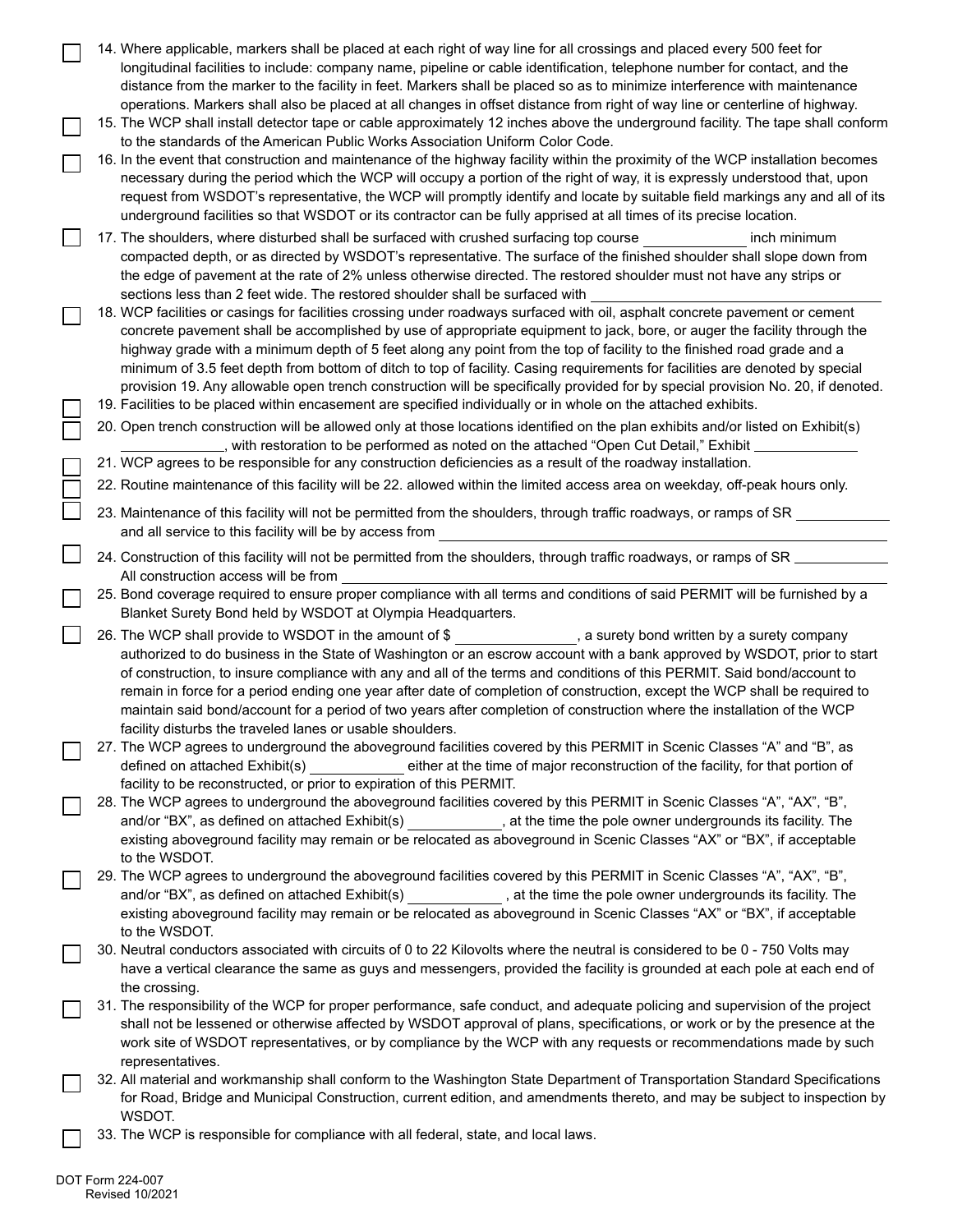☐ 14. Where applicable, markers shall be placed at each right of way line for all crossings and placed every 500 feet for longitudinal facilities to include: company name, pipeline or cable identification, telephone number for contact, and the distance from the marker to the facility in feet. Markers shall be placed so as to minimize interference with maintenance operations. Markers shall also be placed at all changes in offset distance from right of way line or centerline of highway.

☐ 15. The WCP shall install detector tape or cable approximately 12 inches above the underground facility. The tape shall conform to the standards of the American Public Works Association Uniform Color Code.

☐ 16. In the event that construction and maintenance of the highway facility within the proximity of the WCP installation becomes necessary during the period which the WCP will occupy a portion of the right of way, it is expressly understood that, upon request from WSDOT's representative, the WCP will promptly identify and locate by suitable field markings any and all of its underground facilities so that WSDOT or its contractor can be fully apprised at all times of its precise location.

☐ 17. The shoulders, where disturbed shall be surfaced with crushed surfacing top course ____________ inch minimum compacted depth, or as directed by WSDOT's representative. The surface of the finished shoulder shall slope down from the edge of pavement at the rate of 2% unless otherwise directed. The restored shoulder must not have any strips or sections less than 2 feet wide. The restored shoulder shall be surfaced with ____________________________________

☐ 18. WCP facilities or casings for facilities crossing under roadways surfaced with oil, asphalt concrete pavement or cement concrete pavement shall be accomplished by use of appropriate equipment to jack, bore, or auger the facility through the highway grade with a minimum depth of 5 feet along any point from the top of facility to the finished road grade and a minimum of 3.5 feet depth from bottom of ditch to top of facility. Casing requirements for facilities are denoted by special provision 19. Any allowable open trench construction will be specifically provided for by special provision No. 20, if denoted.

☐ 19. Facilities to be placed within encasement are specified individually or in whole on the attached exhibits.

☐ 20. Open trench construction will be allowed only at those locations identified on the plan exhibits and/or listed on Exhibit(s) ____________, with restoration to be performed as noted on the attached "Open Cut Detail," Exhibit ____________

☐ 21. WCP agrees to be responsible for any construction deficiencies as a result of the roadway installation.

☐ 22. Routine maintenance of this facility will be 22. allowed within the limited access area on weekday, off-peak hours only.

☐ 23. Maintenance of this facility will not be permitted from the shoulders, through traffic roadways, or ramps of SR ____________ and all service to this facility will be by access from ____________________________________

☐ 24. Construction of this facility will not be permitted from the shoulders, through traffic roadways, or ramps of SR ____________ All construction access will be from ____________________________________

☐ 25. Bond coverage required to ensure proper compliance with all terms and conditions of said PERMIT will be furnished by a Blanket Surety Bond held by WSDOT at Olympia Headquarters.

☐ 26. The WCP shall provide to WSDOT in the amount of $ ______________, a surety bond written by a surety company authorized to do business in the State of Washington or an escrow account with a bank approved by WSDOT, prior to start of construction, to insure compliance with any and all of the terms and conditions of this PERMIT. Said bond/account to remain in force for a period ending one year after date of completion of construction, except the WCP shall be required to maintain said bond/account for a period of two years after completion of construction where the installation of the WCP facility disturbs the traveled lanes or usable shoulders.

☐ 27. The WCP agrees to underground the aboveground facilities covered by this PERMIT in Scenic Classes "A" and "B", as defined on attached Exhibit(s) ____________ either at the time of major reconstruction of the facility, for that portion of facility to be reconstructed, or prior to expiration of this PERMIT.

☐ 28. The WCP agrees to underground the aboveground facilities covered by this PERMIT in Scenic Classes "A", "AX", "B", and/or "BX", as defined on attached Exhibit(s) ____________, at the time the pole owner undergrounds its facility. The existing aboveground facility may remain or be relocated as aboveground in Scenic Classes "AX" or "BX", if acceptable to the WSDOT.

☐ 29. The WCP agrees to underground the aboveground facilities covered by this PERMIT in Scenic Classes "A", "AX", "B", and/or "BX", as defined on attached Exhibit(s) ____________ , at the time the pole owner undergrounds its facility. The existing aboveground facility may remain or be relocated as aboveground in Scenic Classes "AX" or "BX", if acceptable to the WSDOT.

☐ 30. Neutral conductors associated with circuits of 0 to 22 Kilovolts where the neutral is considered to be 0 - 750 Volts may have a vertical clearance the same as guys and messengers, provided the facility is grounded at each pole at each end of the crossing.

☐ 31. The responsibility of the WCP for proper performance, safe conduct, and adequate policing and supervision of the project shall not be lessened or otherwise affected by WSDOT approval of plans, specifications, or work or by the presence at the work site of WSDOT representatives, or by compliance by the WCP with any requests or recommendations made by such representatives.

☐ 32. All material and workmanship shall conform to the Washington State Department of Transportation Standard Specifications for Road, Bridge and Municipal Construction, current edition, and amendments thereto, and may be subject to inspection by WSDOT.

☐ 33. The WCP is responsible for compliance with all federal, state, and local laws.

DOT Form 224-007
Revised 10/2021